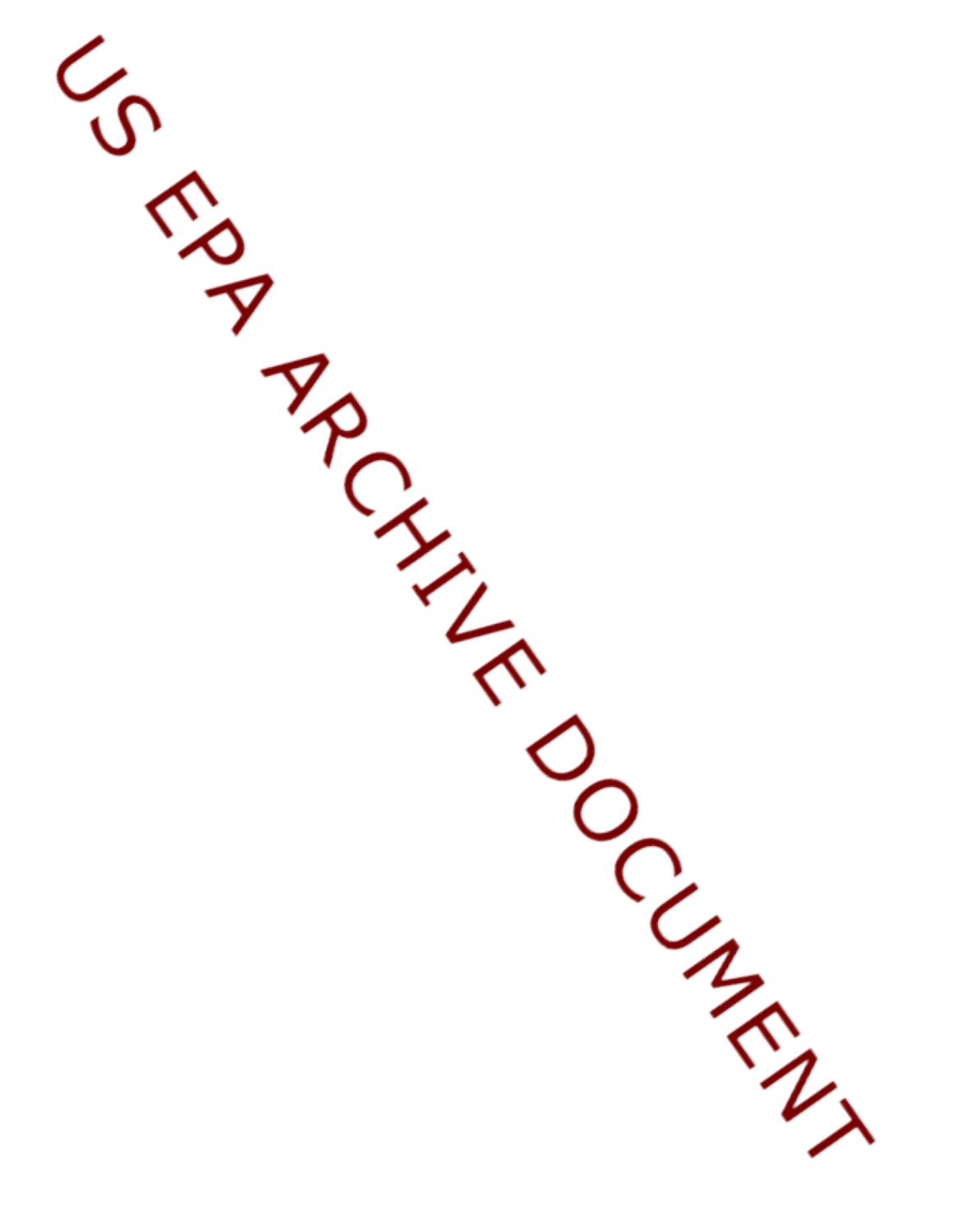US EPA ARCHIVE DOCUMENT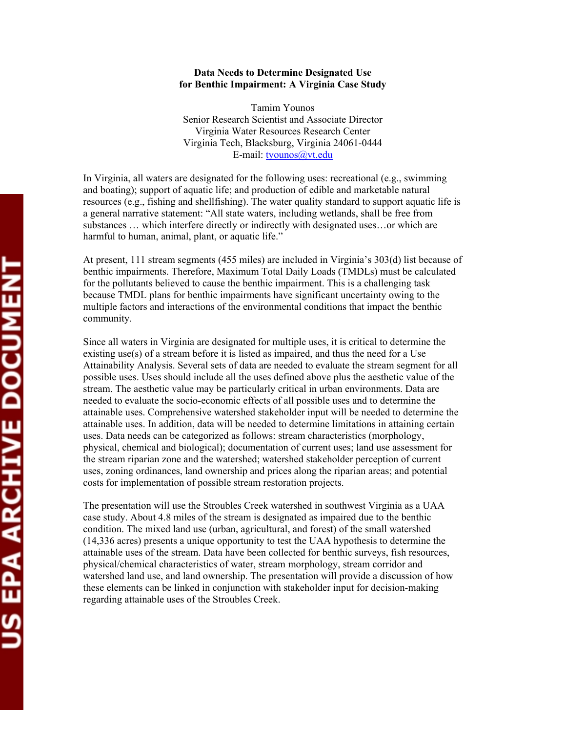**Data Needs to Determine Designated Use for Benthic Impairment: A Virginia Case Study**

Tamim Younos
Senior Research Scientist and Associate Director
Virginia Water Resources Research Center
Virginia Tech, Blacksburg, Virginia 24061-0444
E-mail: tyounos@vt.edu

In Virginia, all waters are designated for the following uses: recreational (e.g., swimming and boating); support of aquatic life; and production of edible and marketable natural resources (e.g., fishing and shellfishing). The water quality standard to support aquatic life is a general narrative statement: "All state waters, including wetlands, shall be free from substances … which interfere directly or indirectly with designated uses…or which are harmful to human, animal, plant, or aquatic life."

At present, 111 stream segments (455 miles) are included in Virginia's 303(d) list because of benthic impairments. Therefore, Maximum Total Daily Loads (TMDLs) must be calculated for the pollutants believed to cause the benthic impairment. This is a challenging task because TMDL plans for benthic impairments have significant uncertainty owing to the multiple factors and interactions of the environmental conditions that impact the benthic community.

Since all waters in Virginia are designated for multiple uses, it is critical to determine the existing use(s) of a stream before it is listed as impaired, and thus the need for a Use Attainability Analysis. Several sets of data are needed to evaluate the stream segment for all possible uses. Uses should include all the uses defined above plus the aesthetic value of the stream. The aesthetic value may be particularly critical in urban environments. Data are needed to evaluate the socio-economic effects of all possible uses and to determine the attainable uses. Comprehensive watershed stakeholder input will be needed to determine the attainable uses. In addition, data will be needed to determine limitations in attaining certain uses. Data needs can be categorized as follows: stream characteristics (morphology, physical, chemical and biological); documentation of current uses; land use assessment for the stream riparian zone and the watershed; watershed stakeholder perception of current uses, zoning ordinances, land ownership and prices along the riparian areas; and potential costs for implementation of possible stream restoration projects.

The presentation will use the Stroubles Creek watershed in southwest Virginia as a UAA case study. About 4.8 miles of the stream is designated as impaired due to the benthic condition. The mixed land use (urban, agricultural, and forest) of the small watershed (14,336 acres) presents a unique opportunity to test the UAA hypothesis to determine the attainable uses of the stream. Data have been collected for benthic surveys, fish resources, physical/chemical characteristics of water, stream morphology, stream corridor and watershed land use, and land ownership. The presentation will provide a discussion of how these elements can be linked in conjunction with stakeholder input for decision-making regarding attainable uses of the Stroubles Creek.